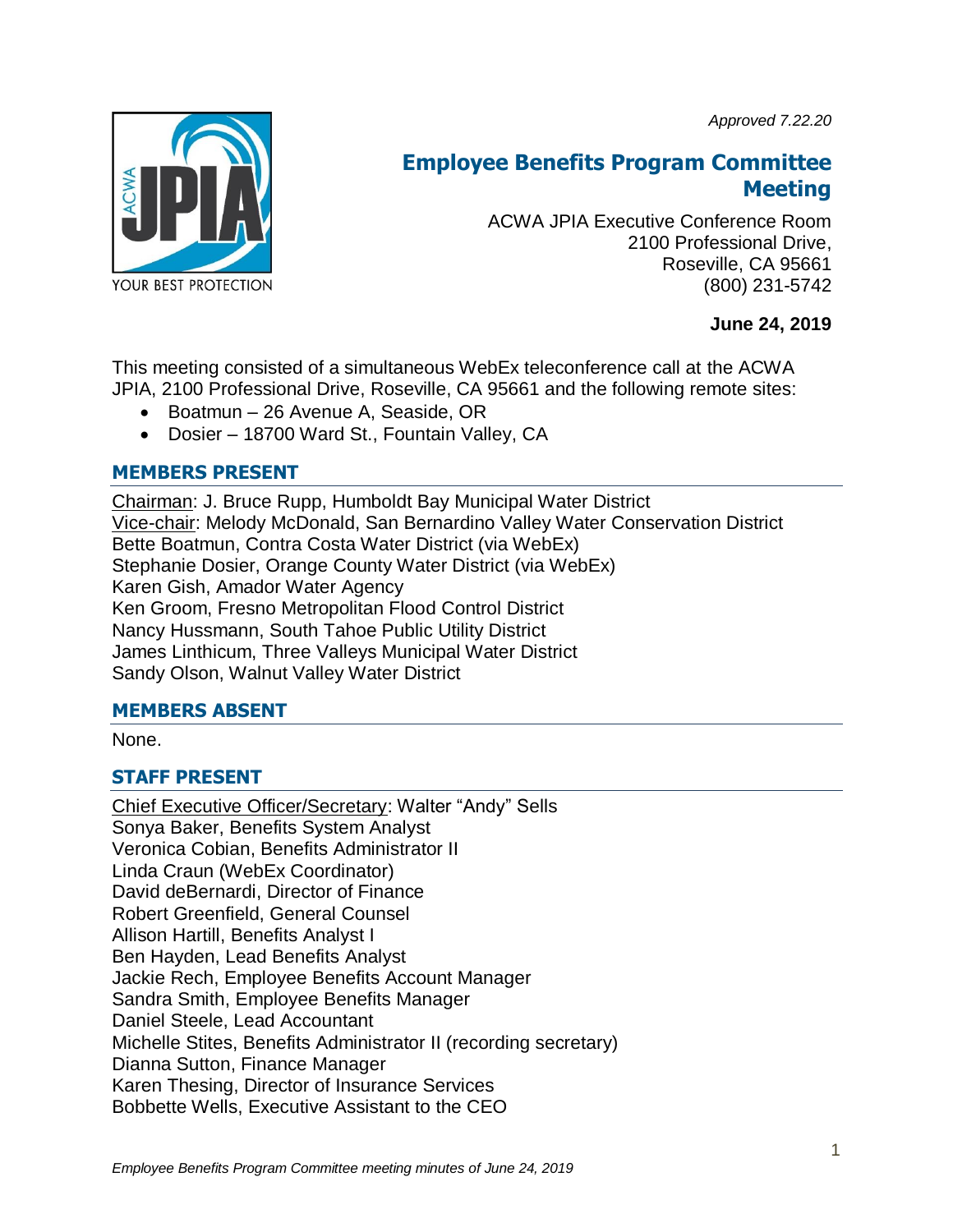*Approved 7.22.20*

# Employee Benefits Program Committee Meeting

ACWA JPIA Executive Conference Room
2100 Professional Drive,
Roseville, CA 95661
(800) 231-5742

**June 24, 2019**

This meeting consisted of a simultaneous WebEx teleconference call at the ACWA JPIA, 2100 Professional Drive, Roseville, CA 95661 and the following remote sites:

- Boatmun – 26 Avenue A, Seaside, OR
- Dosier – 18700 Ward St., Fountain Valley, CA

## MEMBERS PRESENT

Chairman: J. Bruce Rupp, Humboldt Bay Municipal Water District
Vice-chair: Melody McDonald, San Bernardino Valley Water Conservation District
Bette Boatmun, Contra Costa Water District (via WebEx)
Stephanie Dosier, Orange County Water District (via WebEx)
Karen Gish, Amador Water Agency
Ken Groom, Fresno Metropolitan Flood Control District
Nancy Hussmann, South Tahoe Public Utility District
James Linthicum, Three Valleys Municipal Water District
Sandy Olson, Walnut Valley Water District

## MEMBERS ABSENT

None.

## STAFF PRESENT

Chief Executive Officer/Secretary: Walter "Andy" Sells
Sonya Baker, Benefits System Analyst
Veronica Cobian, Benefits Administrator II
Linda Craun (WebEx Coordinator)
David deBernardi, Director of Finance
Robert Greenfield, General Counsel
Allison Hartill, Benefits Analyst I
Ben Hayden, Lead Benefits Analyst
Jackie Rech, Employee Benefits Account Manager
Sandra Smith, Employee Benefits Manager
Daniel Steele, Lead Accountant
Michelle Stites, Benefits Administrator II (recording secretary)
Dianna Sutton, Finance Manager
Karen Thesing, Director of Insurance Services
Bobbette Wells, Executive Assistant to the CEO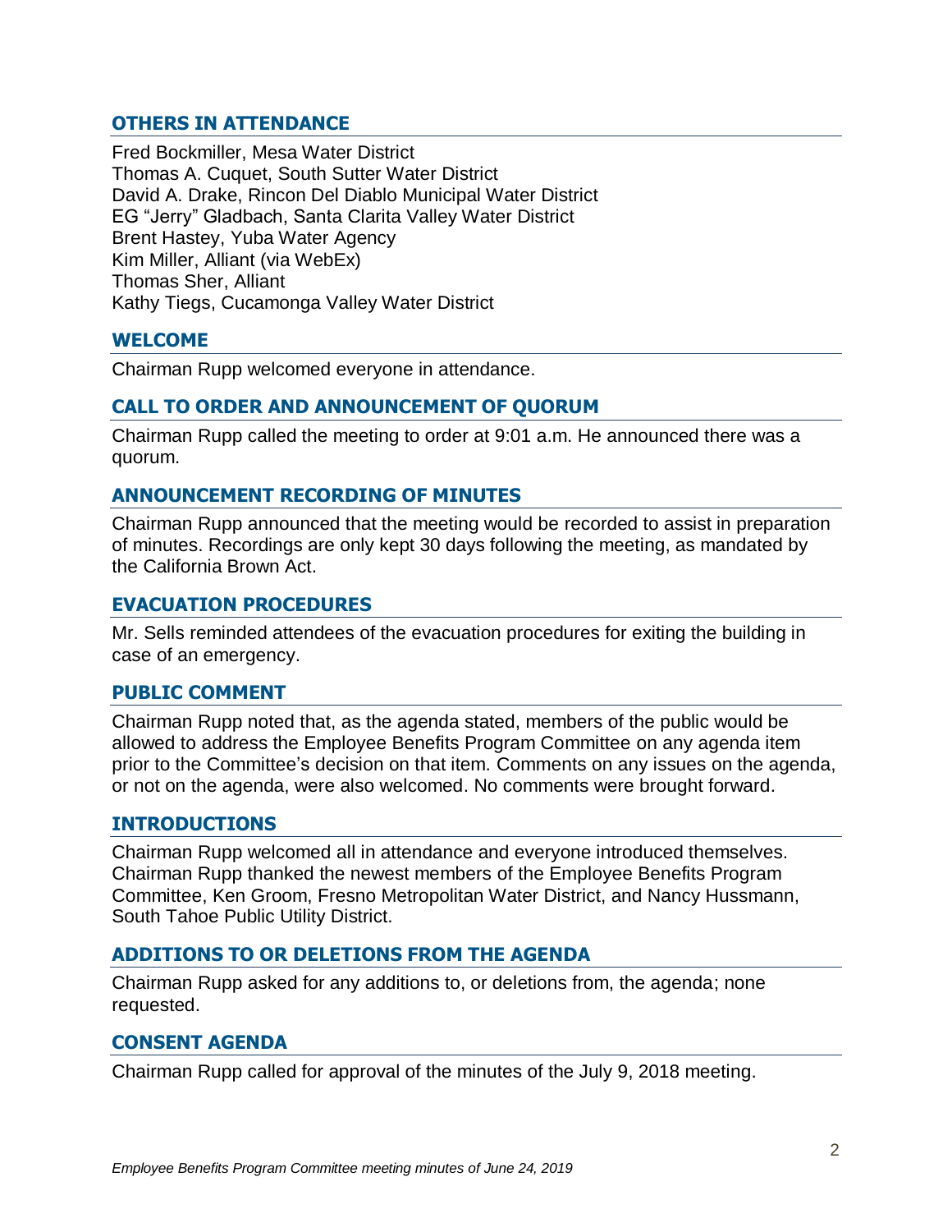## OTHERS IN ATTENDANCE

Fred Bockmiller, Mesa Water District
Thomas A. Cuquet, South Sutter Water District
David A. Drake, Rincon Del Diablo Municipal Water District
EG "Jerry" Gladbach, Santa Clarita Valley Water District
Brent Hastey, Yuba Water Agency
Kim Miller, Alliant (via WebEx)
Thomas Sher, Alliant
Kathy Tiegs, Cucamonga Valley Water District

## WELCOME

Chairman Rupp welcomed everyone in attendance.

## CALL TO ORDER AND ANNOUNCEMENT OF QUORUM

Chairman Rupp called the meeting to order at 9:01 a.m. He announced there was a quorum.

## ANNOUNCEMENT RECORDING OF MINUTES

Chairman Rupp announced that the meeting would be recorded to assist in preparation of minutes. Recordings are only kept 30 days following the meeting, as mandated by the California Brown Act.

## EVACUATION PROCEDURES

Mr. Sells reminded attendees of the evacuation procedures for exiting the building in case of an emergency.

## PUBLIC COMMENT

Chairman Rupp noted that, as the agenda stated, members of the public would be allowed to address the Employee Benefits Program Committee on any agenda item prior to the Committee's decision on that item. Comments on any issues on the agenda, or not on the agenda, were also welcomed. No comments were brought forward.

## INTRODUCTIONS

Chairman Rupp welcomed all in attendance and everyone introduced themselves. Chairman Rupp thanked the newest members of the Employee Benefits Program Committee, Ken Groom, Fresno Metropolitan Water District, and Nancy Hussmann, South Tahoe Public Utility District.

## ADDITIONS TO OR DELETIONS FROM THE AGENDA

Chairman Rupp asked for any additions to, or deletions from, the agenda; none requested.

## CONSENT AGENDA

Chairman Rupp called for approval of the minutes of the July 9, 2018 meeting.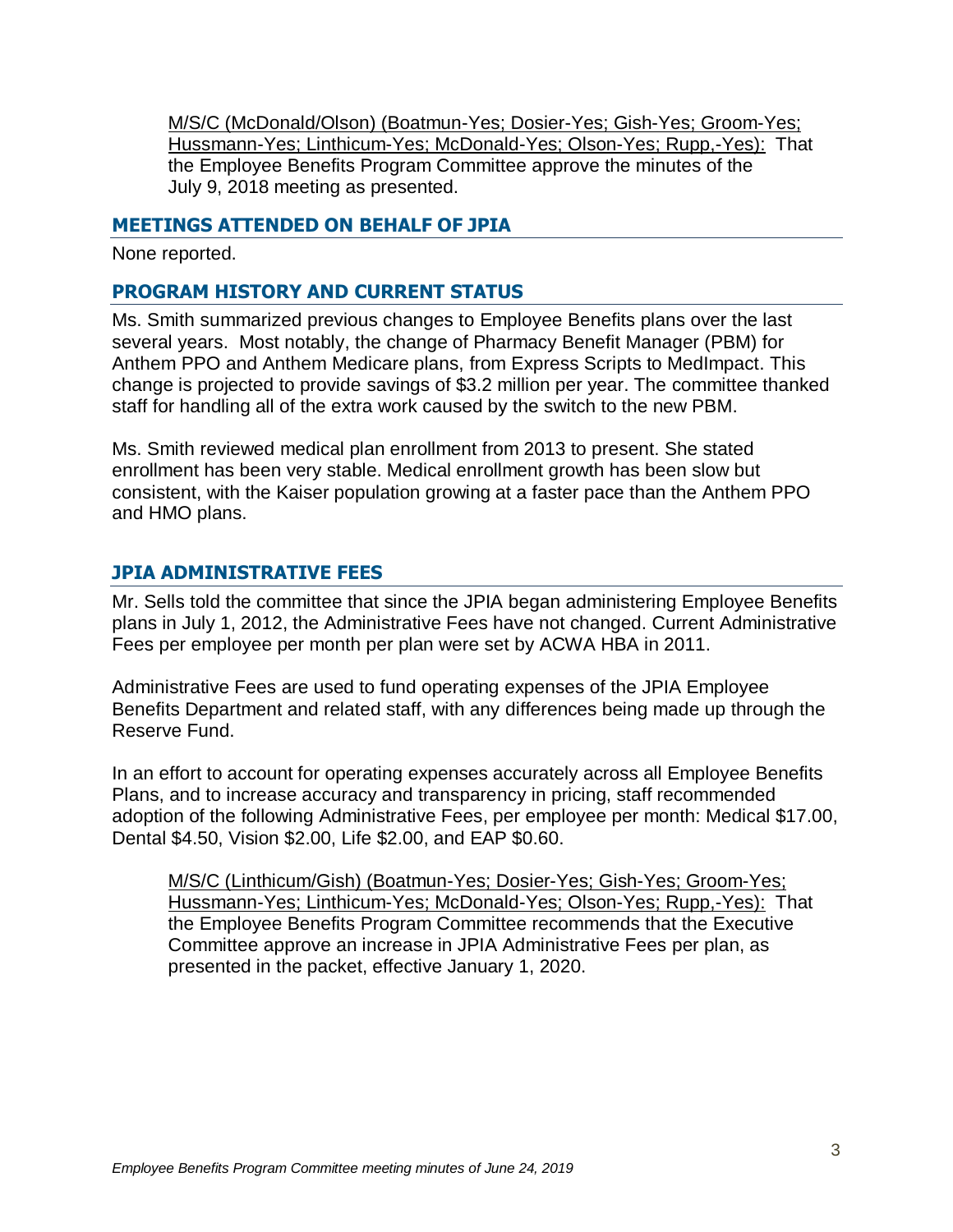M/S/C (McDonald/Olson) (Boatmun-Yes; Dosier-Yes; Gish-Yes; Groom-Yes; Hussmann-Yes; Linthicum-Yes; McDonald-Yes; Olson-Yes; Rupp,-Yes): That the Employee Benefits Program Committee approve the minutes of the July 9, 2018 meeting as presented.

## MEETINGS ATTENDED ON BEHALF OF JPIA

None reported.

## PROGRAM HISTORY AND CURRENT STATUS

Ms. Smith summarized previous changes to Employee Benefits plans over the last several years. Most notably, the change of Pharmacy Benefit Manager (PBM) for Anthem PPO and Anthem Medicare plans, from Express Scripts to MedImpact. This change is projected to provide savings of $3.2 million per year. The committee thanked staff for handling all of the extra work caused by the switch to the new PBM.

Ms. Smith reviewed medical plan enrollment from 2013 to present. She stated enrollment has been very stable. Medical enrollment growth has been slow but consistent, with the Kaiser population growing at a faster pace than the Anthem PPO and HMO plans.

## JPIA ADMINISTRATIVE FEES

Mr. Sells told the committee that since the JPIA began administering Employee Benefits plans in July 1, 2012, the Administrative Fees have not changed. Current Administrative Fees per employee per month per plan were set by ACWA HBA in 2011.

Administrative Fees are used to fund operating expenses of the JPIA Employee Benefits Department and related staff, with any differences being made up through the Reserve Fund.

In an effort to account for operating expenses accurately across all Employee Benefits Plans, and to increase accuracy and transparency in pricing, staff recommended adoption of the following Administrative Fees, per employee per month: Medical $17.00, Dental $4.50, Vision $2.00, Life $2.00, and EAP $0.60.

M/S/C (Linthicum/Gish) (Boatmun-Yes; Dosier-Yes; Gish-Yes; Groom-Yes; Hussmann-Yes; Linthicum-Yes; McDonald-Yes; Olson-Yes; Rupp,-Yes): That the Employee Benefits Program Committee recommends that the Executive Committee approve an increase in JPIA Administrative Fees per plan, as presented in the packet, effective January 1, 2020.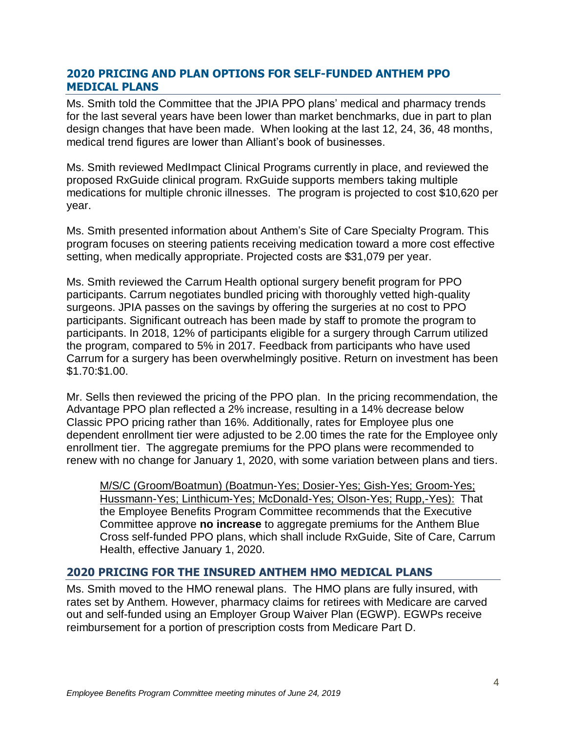## 2020 PRICING AND PLAN OPTIONS FOR SELF-FUNDED ANTHEM PPO MEDICAL PLANS

Ms. Smith told the Committee that the JPIA PPO plans' medical and pharmacy trends for the last several years have been lower than market benchmarks, due in part to plan design changes that have been made. When looking at the last 12, 24, 36, 48 months, medical trend figures are lower than Alliant's book of businesses.

Ms. Smith reviewed MedImpact Clinical Programs currently in place, and reviewed the proposed RxGuide clinical program. RxGuide supports members taking multiple medications for multiple chronic illnesses. The program is projected to cost $10,620 per year.

Ms. Smith presented information about Anthem's Site of Care Specialty Program. This program focuses on steering patients receiving medication toward a more cost effective setting, when medically appropriate. Projected costs are $31,079 per year.

Ms. Smith reviewed the Carrum Health optional surgery benefit program for PPO participants. Carrum negotiates bundled pricing with thoroughly vetted high-quality surgeons. JPIA passes on the savings by offering the surgeries at no cost to PPO participants. Significant outreach has been made by staff to promote the program to participants. In 2018, 12% of participants eligible for a surgery through Carrum utilized the program, compared to 5% in 2017. Feedback from participants who have used Carrum for a surgery has been overwhelmingly positive. Return on investment has been $1.70:$1.00.

Mr. Sells then reviewed the pricing of the PPO plan. In the pricing recommendation, the Advantage PPO plan reflected a 2% increase, resulting in a 14% decrease below Classic PPO pricing rather than 16%. Additionally, rates for Employee plus one dependent enrollment tier were adjusted to be 2.00 times the rate for the Employee only enrollment tier. The aggregate premiums for the PPO plans were recommended to renew with no change for January 1, 2020, with some variation between plans and tiers.

> <u>M/S/C (Groom/Boatmun) (Boatmun-Yes; Dosier-Yes; Gish-Yes; Groom-Yes; Hussmann-Yes; Linthicum-Yes; McDonald-Yes; Olson-Yes; Rupp,-Yes):</u> That the Employee Benefits Program Committee recommends that the Executive Committee approve **no increase** to aggregate premiums for the Anthem Blue Cross self-funded PPO plans, which shall include RxGuide, Site of Care, Carrum Health, effective January 1, 2020.

## 2020 PRICING FOR THE INSURED ANTHEM HMO MEDICAL PLANS

Ms. Smith moved to the HMO renewal plans. The HMO plans are fully insured, with rates set by Anthem. However, pharmacy claims for retirees with Medicare are carved out and self-funded using an Employer Group Waiver Plan (EGWP). EGWPs receive reimbursement for a portion of prescription costs from Medicare Part D.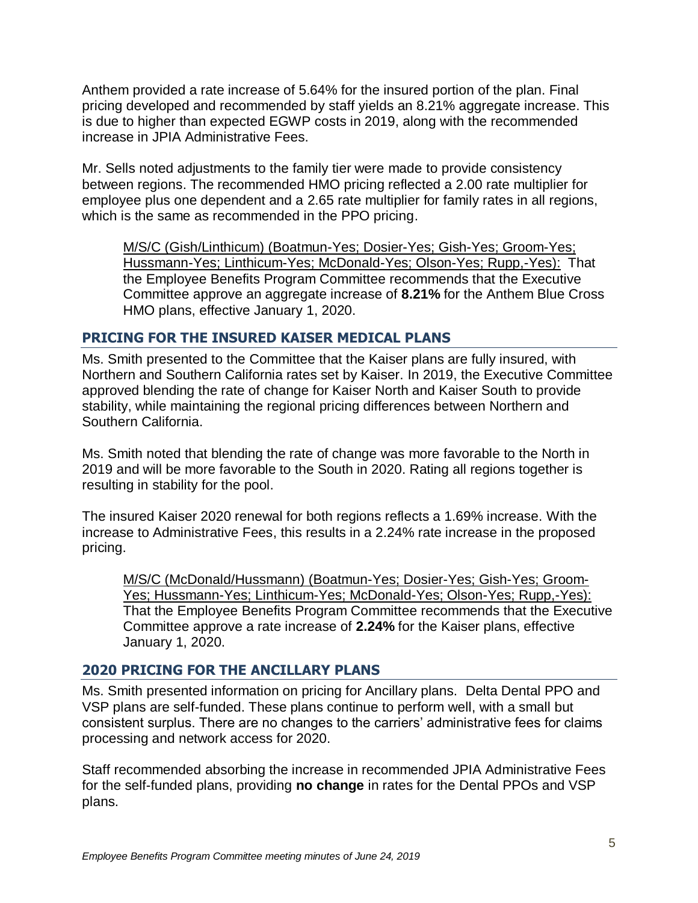Anthem provided a rate increase of 5.64% for the insured portion of the plan. Final pricing developed and recommended by staff yields an 8.21% aggregate increase. This is due to higher than expected EGWP costs in 2019, along with the recommended increase in JPIA Administrative Fees.

Mr. Sells noted adjustments to the family tier were made to provide consistency between regions. The recommended HMO pricing reflected a 2.00 rate multiplier for employee plus one dependent and a 2.65 rate multiplier for family rates in all regions, which is the same as recommended in the PPO pricing.

> M/S/C (Gish/Linthicum) (Boatmun-Yes; Dosier-Yes; Gish-Yes; Groom-Yes; Hussmann-Yes; Linthicum-Yes; McDonald-Yes; Olson-Yes; Rupp,-Yes): That the Employee Benefits Program Committee recommends that the Executive Committee approve an aggregate increase of **8.21%** for the Anthem Blue Cross HMO plans, effective January 1, 2020.

## PRICING FOR THE INSURED KAISER MEDICAL PLANS

Ms. Smith presented to the Committee that the Kaiser plans are fully insured, with Northern and Southern California rates set by Kaiser. In 2019, the Executive Committee approved blending the rate of change for Kaiser North and Kaiser South to provide stability, while maintaining the regional pricing differences between Northern and Southern California.

Ms. Smith noted that blending the rate of change was more favorable to the North in 2019 and will be more favorable to the South in 2020. Rating all regions together is resulting in stability for the pool.

The insured Kaiser 2020 renewal for both regions reflects a 1.69% increase. With the increase to Administrative Fees, this results in a 2.24% rate increase in the proposed pricing.

> M/S/C (McDonald/Hussmann) (Boatmun-Yes; Dosier-Yes; Gish-Yes; Groom-Yes; Hussmann-Yes; Linthicum-Yes; McDonald-Yes; Olson-Yes; Rupp,-Yes): That the Employee Benefits Program Committee recommends that the Executive Committee approve a rate increase of **2.24%** for the Kaiser plans, effective January 1, 2020.

## 2020 PRICING FOR THE ANCILLARY PLANS

Ms. Smith presented information on pricing for Ancillary plans. Delta Dental PPO and VSP plans are self-funded. These plans continue to perform well, with a small but consistent surplus. There are no changes to the carriers' administrative fees for claims processing and network access for 2020.

Staff recommended absorbing the increase in recommended JPIA Administrative Fees for the self-funded plans, providing **no change** in rates for the Dental PPOs and VSP plans.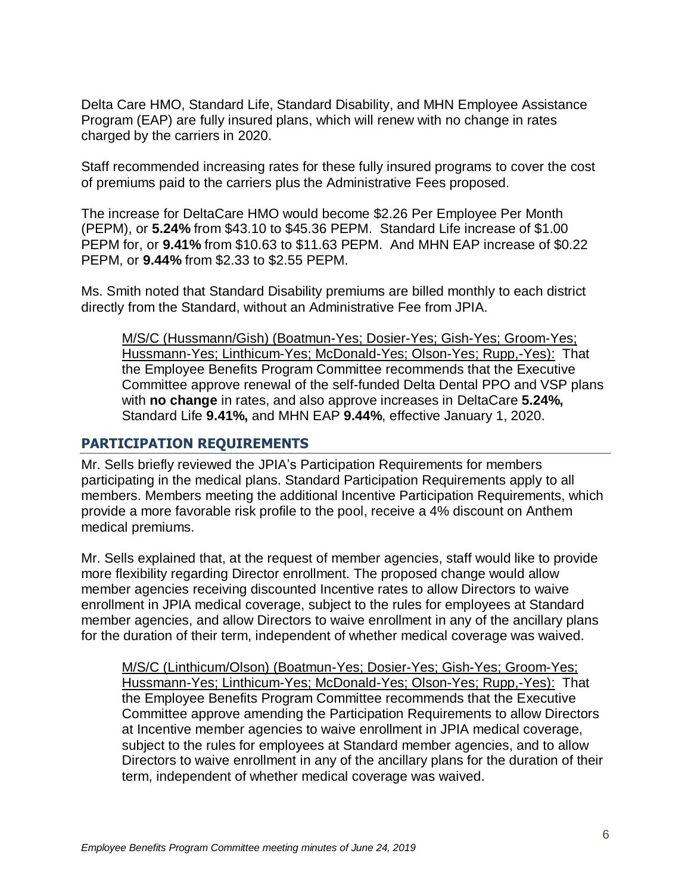Delta Care HMO, Standard Life, Standard Disability, and MHN Employee Assistance Program (EAP) are fully insured plans, which will renew with no change in rates charged by the carriers in 2020.

Staff recommended increasing rates for these fully insured programs to cover the cost of premiums paid to the carriers plus the Administrative Fees proposed.

The increase for DeltaCare HMO would become $2.26 Per Employee Per Month (PEPM), or **5.24%** from $43.10 to $45.36 PEPM. Standard Life increase of $1.00 PEPM for, or **9.41%** from $10.63 to $11.63 PEPM. And MHN EAP increase of $0.22 PEPM, or **9.44%** from $2.33 to $2.55 PEPM.

Ms. Smith noted that Standard Disability premiums are billed monthly to each district directly from the Standard, without an Administrative Fee from JPIA.

> M/S/C (Hussmann/Gish) (Boatmun-Yes; Dosier-Yes; Gish-Yes; Groom-Yes; Hussmann-Yes; Linthicum-Yes; McDonald-Yes; Olson-Yes; Rupp,-Yes): That the Employee Benefits Program Committee recommends that the Executive Committee approve renewal of the self-funded Delta Dental PPO and VSP plans with **no change** in rates, and also approve increases in DeltaCare **5.24%,** Standard Life **9.41%,** and MHN EAP **9.44%**, effective January 1, 2020.

## PARTICIPATION REQUIREMENTS

Mr. Sells briefly reviewed the JPIA's Participation Requirements for members participating in the medical plans. Standard Participation Requirements apply to all members. Members meeting the additional Incentive Participation Requirements, which provide a more favorable risk profile to the pool, receive a 4% discount on Anthem medical premiums.

Mr. Sells explained that, at the request of member agencies, staff would like to provide more flexibility regarding Director enrollment. The proposed change would allow member agencies receiving discounted Incentive rates to allow Directors to waive enrollment in JPIA medical coverage, subject to the rules for employees at Standard member agencies, and allow Directors to waive enrollment in any of the ancillary plans for the duration of their term, independent of whether medical coverage was waived.

> M/S/C (Linthicum/Olson) (Boatmun-Yes; Dosier-Yes; Gish-Yes; Groom-Yes; Hussmann-Yes; Linthicum-Yes; McDonald-Yes; Olson-Yes; Rupp,-Yes): That the Employee Benefits Program Committee recommends that the Executive Committee approve amending the Participation Requirements to allow Directors at Incentive member agencies to waive enrollment in JPIA medical coverage, subject to the rules for employees at Standard member agencies, and to allow Directors to waive enrollment in any of the ancillary plans for the duration of their term, independent of whether medical coverage was waived.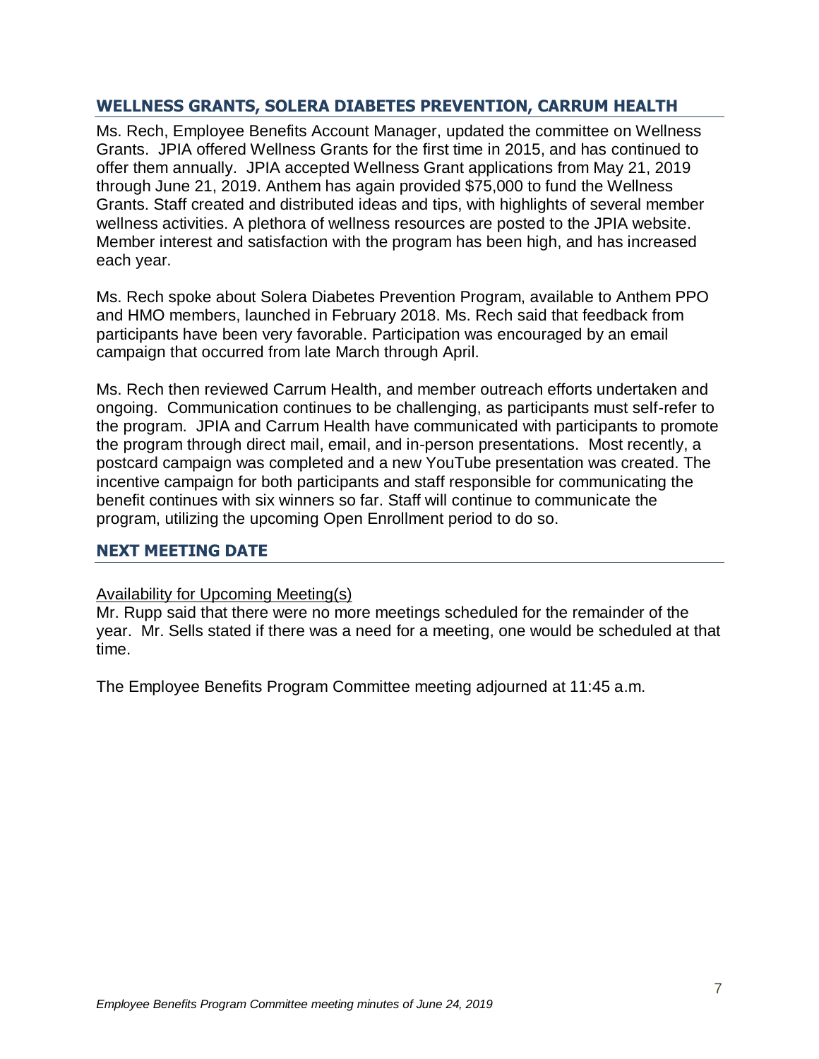## WELLNESS GRANTS, SOLERA DIABETES PREVENTION, CARRUM HEALTH

Ms. Rech, Employee Benefits Account Manager, updated the committee on Wellness Grants. JPIA offered Wellness Grants for the first time in 2015, and has continued to offer them annually. JPIA accepted Wellness Grant applications from May 21, 2019 through June 21, 2019. Anthem has again provided $75,000 to fund the Wellness Grants. Staff created and distributed ideas and tips, with highlights of several member wellness activities. A plethora of wellness resources are posted to the JPIA website. Member interest and satisfaction with the program has been high, and has increased each year.

Ms. Rech spoke about Solera Diabetes Prevention Program, available to Anthem PPO and HMO members, launched in February 2018. Ms. Rech said that feedback from participants have been very favorable. Participation was encouraged by an email campaign that occurred from late March through April.

Ms. Rech then reviewed Carrum Health, and member outreach efforts undertaken and ongoing. Communication continues to be challenging, as participants must self-refer to the program. JPIA and Carrum Health have communicated with participants to promote the program through direct mail, email, and in-person presentations. Most recently, a postcard campaign was completed and a new YouTube presentation was created. The incentive campaign for both participants and staff responsible for communicating the benefit continues with six winners so far. Staff will continue to communicate the program, utilizing the upcoming Open Enrollment period to do so.

## NEXT MEETING DATE

Availability for Upcoming Meeting(s)

Mr. Rupp said that there were no more meetings scheduled for the remainder of the year. Mr. Sells stated if there was a need for a meeting, one would be scheduled at that time.

The Employee Benefits Program Committee meeting adjourned at 11:45 a.m.